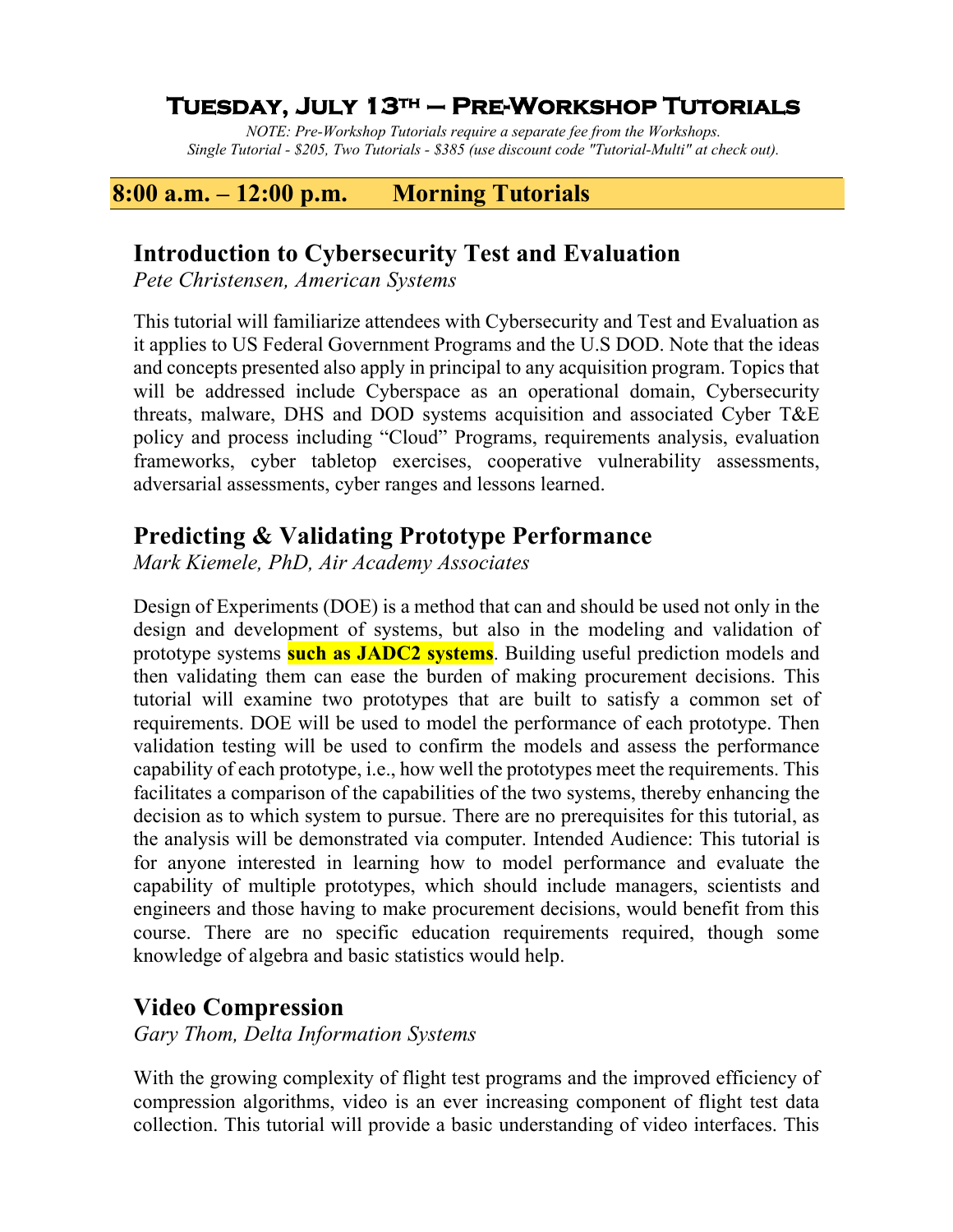# Tuesday, July 13th – Pre-Workshop Tutorials

*NOTE: Pre-Workshop Tutorials require a separate fee from the Workshops.*
*Single Tutorial - $205, Two Tutorials - $385 (use discount code "Tutorial-Multi" at check out).*

## 8:00 a.m. – 12:00 p.m. Morning Tutorials

### Introduction to Cybersecurity Test and Evaluation

*Pete Christensen, American Systems*

This tutorial will familiarize attendees with Cybersecurity and Test and Evaluation as it applies to US Federal Government Programs and the U.S DOD. Note that the ideas and concepts presented also apply in principal to any acquisition program. Topics that will be addressed include Cyberspace as an operational domain, Cybersecurity threats, malware, DHS and DOD systems acquisition and associated Cyber T&E policy and process including "Cloud" Programs, requirements analysis, evaluation frameworks, cyber tabletop exercises, cooperative vulnerability assessments, adversarial assessments, cyber ranges and lessons learned.

### Predicting & Validating Prototype Performance

*Mark Kiemele, PhD, Air Academy Associates*

Design of Experiments (DOE) is a method that can and should be used not only in the design and development of systems, but also in the modeling and validation of prototype systems **such as JADC2 systems**. Building useful prediction models and then validating them can ease the burden of making procurement decisions. This tutorial will examine two prototypes that are built to satisfy a common set of requirements. DOE will be used to model the performance of each prototype. Then validation testing will be used to confirm the models and assess the performance capability of each prototype, i.e., how well the prototypes meet the requirements. This facilitates a comparison of the capabilities of the two systems, thereby enhancing the decision as to which system to pursue. There are no prerequisites for this tutorial, as the analysis will be demonstrated via computer. Intended Audience: This tutorial is for anyone interested in learning how to model performance and evaluate the capability of multiple prototypes, which should include managers, scientists and engineers and those having to make procurement decisions, would benefit from this course. There are no specific education requirements required, though some knowledge of algebra and basic statistics would help.

### Video Compression

*Gary Thom, Delta Information Systems*

With the growing complexity of flight test programs and the improved efficiency of compression algorithms, video is an ever increasing component of flight test data collection. This tutorial will provide a basic understanding of video interfaces. This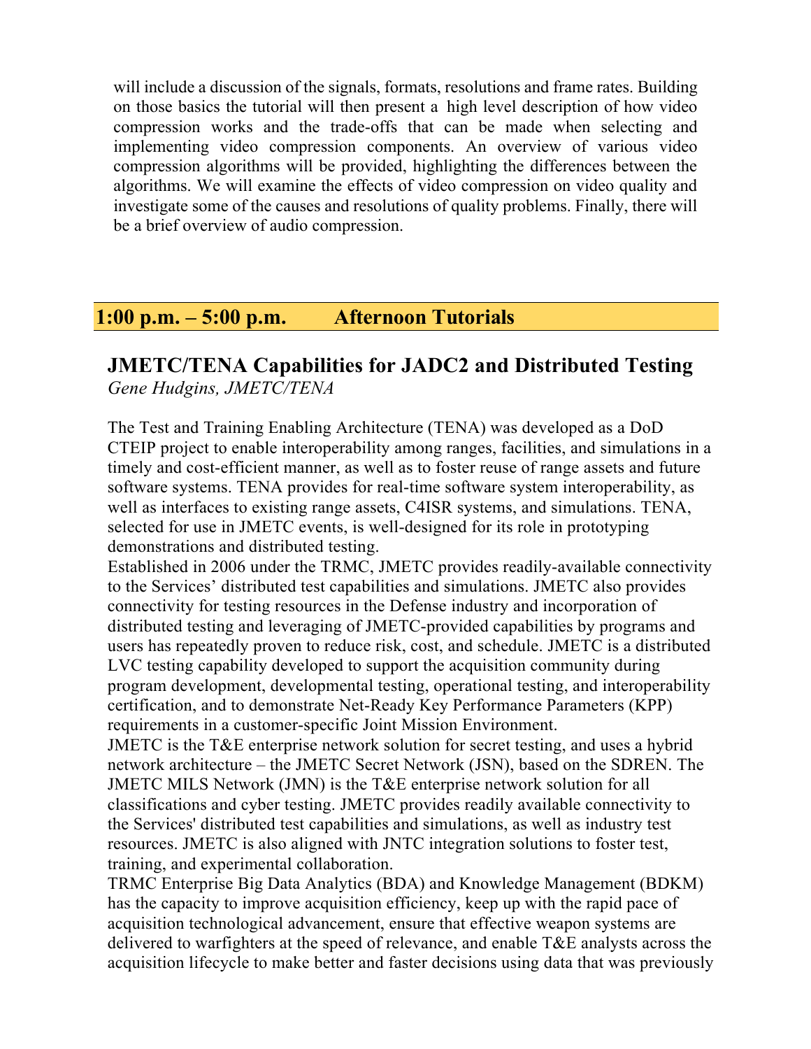will include a discussion of the signals, formats, resolutions and frame rates. Building on those basics the tutorial will then present a high level description of how video compression works and the trade-offs that can be made when selecting and implementing video compression components. An overview of various video compression algorithms will be provided, highlighting the differences between the algorithms. We will examine the effects of video compression on video quality and investigate some of the causes and resolutions of quality problems. Finally, there will be a brief overview of audio compression.

## 1:00 p.m. – 5:00 p.m. Afternoon Tutorials

### JMETC/TENA Capabilities for JADC2 and Distributed Testing

*Gene Hudgins, JMETC/TENA*

The Test and Training Enabling Architecture (TENA) was developed as a DoD CTEIP project to enable interoperability among ranges, facilities, and simulations in a timely and cost-efficient manner, as well as to foster reuse of range assets and future software systems. TENA provides for real-time software system interoperability, as well as interfaces to existing range assets, C4ISR systems, and simulations. TENA, selected for use in JMETC events, is well-designed for its role in prototyping demonstrations and distributed testing.

Established in 2006 under the TRMC, JMETC provides readily-available connectivity to the Services' distributed test capabilities and simulations. JMETC also provides connectivity for testing resources in the Defense industry and incorporation of distributed testing and leveraging of JMETC-provided capabilities by programs and users has repeatedly proven to reduce risk, cost, and schedule. JMETC is a distributed LVC testing capability developed to support the acquisition community during program development, developmental testing, operational testing, and interoperability certification, and to demonstrate Net-Ready Key Performance Parameters (KPP) requirements in a customer-specific Joint Mission Environment.

JMETC is the T&E enterprise network solution for secret testing, and uses a hybrid network architecture – the JMETC Secret Network (JSN), based on the SDREN. The JMETC MILS Network (JMN) is the T&E enterprise network solution for all classifications and cyber testing. JMETC provides readily available connectivity to the Services' distributed test capabilities and simulations, as well as industry test resources. JMETC is also aligned with JNTC integration solutions to foster test, training, and experimental collaboration.

TRMC Enterprise Big Data Analytics (BDA) and Knowledge Management (BDKM) has the capacity to improve acquisition efficiency, keep up with the rapid pace of acquisition technological advancement, ensure that effective weapon systems are delivered to warfighters at the speed of relevance, and enable T&E analysts across the acquisition lifecycle to make better and faster decisions using data that was previously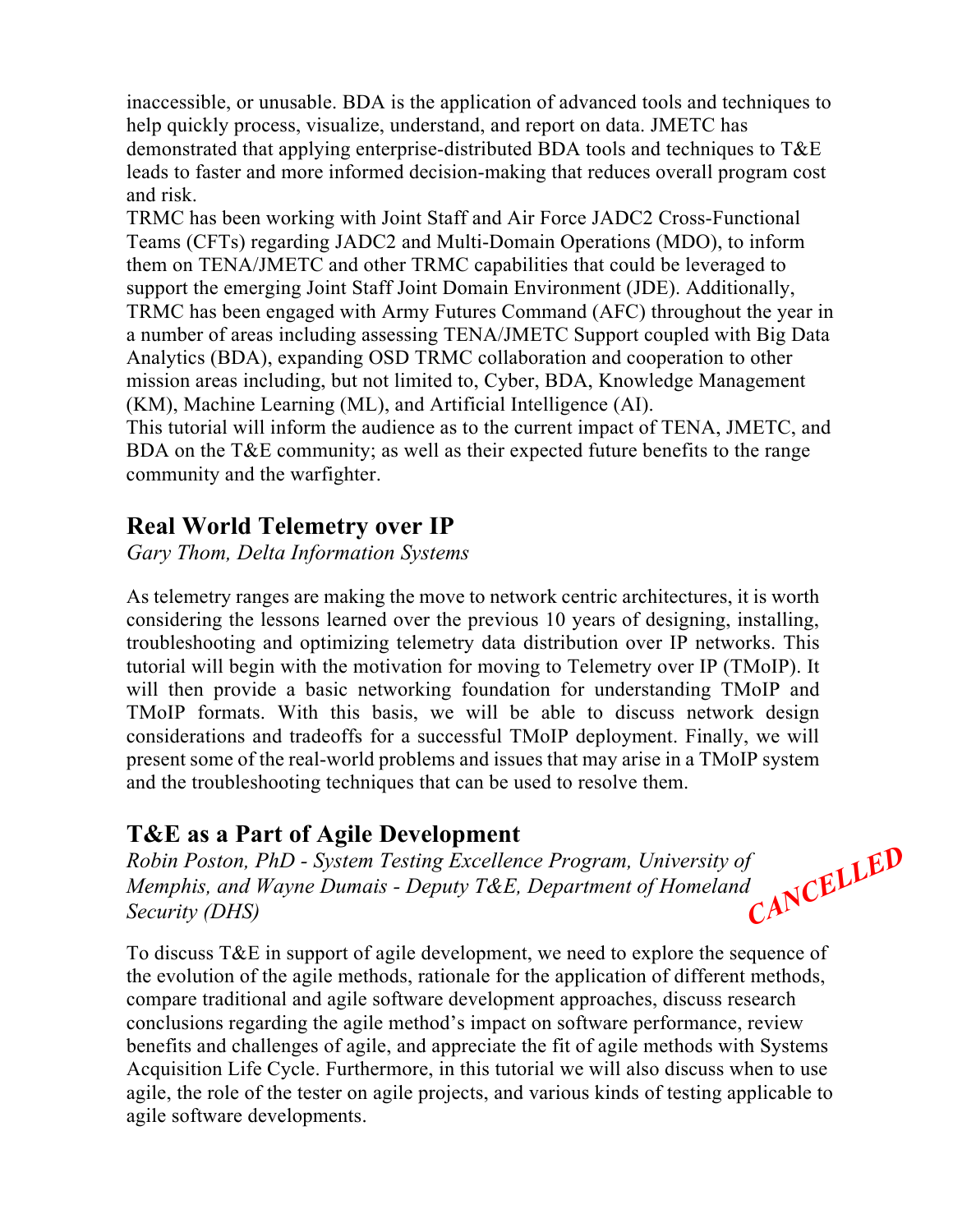inaccessible, or unusable. BDA is the application of advanced tools and techniques to help quickly process, visualize, understand, and report on data. JMETC has demonstrated that applying enterprise-distributed BDA tools and techniques to T&E leads to faster and more informed decision-making that reduces overall program cost and risk.

TRMC has been working with Joint Staff and Air Force JADC2 Cross-Functional Teams (CFTs) regarding JADC2 and Multi-Domain Operations (MDO), to inform them on TENA/JMETC and other TRMC capabilities that could be leveraged to support the emerging Joint Staff Joint Domain Environment (JDE). Additionally, TRMC has been engaged with Army Futures Command (AFC) throughout the year in a number of areas including assessing TENA/JMETC Support coupled with Big Data Analytics (BDA), expanding OSD TRMC collaboration and cooperation to other mission areas including, but not limited to, Cyber, BDA, Knowledge Management (KM), Machine Learning (ML), and Artificial Intelligence (AI).

This tutorial will inform the audience as to the current impact of TENA, JMETC, and BDA on the T&E community; as well as their expected future benefits to the range community and the warfighter.

## Real World Telemetry over IP

*Gary Thom, Delta Information Systems*

As telemetry ranges are making the move to network centric architectures, it is worth considering the lessons learned over the previous 10 years of designing, installing, troubleshooting and optimizing telemetry data distribution over IP networks. This tutorial will begin with the motivation for moving to Telemetry over IP (TMoIP). It will then provide a basic networking foundation for understanding TMoIP and TMoIP formats. With this basis, we will be able to discuss network design considerations and tradeoffs for a successful TMoIP deployment. Finally, we will present some of the real-world problems and issues that may arise in a TMoIP system and the troubleshooting techniques that can be used to resolve them.

## T&E as a Part of Agile Development

*Robin Poston, PhD - System Testing Excellence Program, University of Memphis, and Wayne Dumais - Deputy T&E, Department of Homeland Security (DHS)*

CANCELLED

To discuss T&E in support of agile development, we need to explore the sequence of the evolution of the agile methods, rationale for the application of different methods, compare traditional and agile software development approaches, discuss research conclusions regarding the agile method's impact on software performance, review benefits and challenges of agile, and appreciate the fit of agile methods with Systems Acquisition Life Cycle. Furthermore, in this tutorial we will also discuss when to use agile, the role of the tester on agile projects, and various kinds of testing applicable to agile software developments.